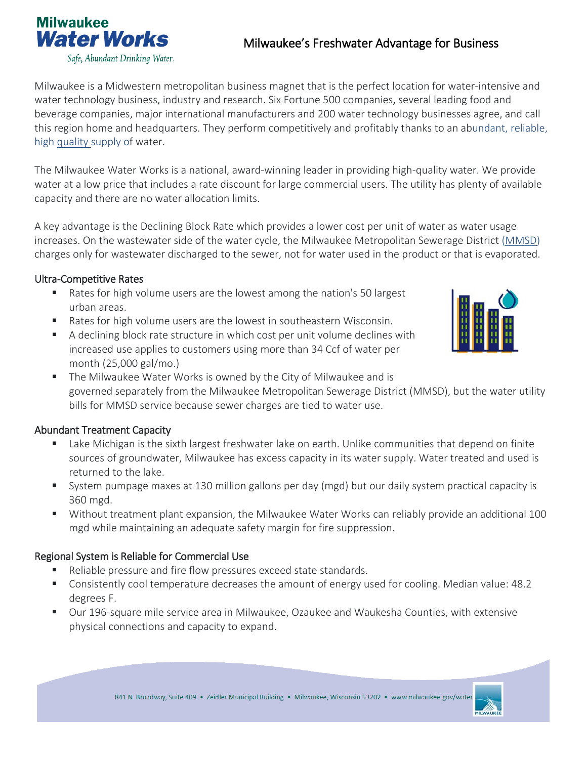# Milwaukee's Freshwater Advantage for Business

Milwaukee Water Works

*Safe, Abundant Drinking Water.*

Milwaukee is a Midwestern metropolitan business magnet that is the perfect location for water-intensive and water technology business, industry and research. Six Fortune 500 companies, several leading food and beverage companies, major international manufacturers and 200 water technology businesses agree, and call this region home and headquarters. They perform competitively and profitably thanks to an abundant, reliable, high quality supply of water.

The Milwaukee Water Works is a national, award-winning leader in providing high-quality water. We provide water at a low price that includes a rate discount for large commercial users. The utility has plenty of available capacity and there are no water allocation limits.

A key advantage is the Declining Block Rate which provides a lower cost per unit of water as water usage increases. On the wastewater side of the water cycle, the Milwaukee Metropolitan Sewerage District (MMSD) charges only for wastewater discharged to the sewer, not for water used in the product or that is evaporated.

## Ultra-Competitive Rates

- Rates for high volume users are the lowest among the nation's 50 largest urban areas.
- Rates for high volume users are the lowest in southeastern Wisconsin.
- A declining block rate structure in which cost per unit volume declines with increased use applies to customers using more than 34 Ccf of water per month (25,000 gal/mo.)
- The Milwaukee Water Works is owned by the City of Milwaukee and is governed separately from the Milwaukee Metropolitan Sewerage District (MMSD), but the water utility bills for MMSD service because sewer charges are tied to water use.

## Abundant Treatment Capacity

- Lake Michigan is the sixth largest freshwater lake on earth. Unlike communities that depend on finite sources of groundwater, Milwaukee has excess capacity in its water supply. Water treated and used is returned to the lake.
- System pumpage maxes at 130 million gallons per day (mgd) but our daily system practical capacity is 360 mgd.
- Without treatment plant expansion, the Milwaukee Water Works can reliably provide an additional 100 mgd while maintaining an adequate safety margin for fire suppression.

## Regional System is Reliable for Commercial Use

- Reliable pressure and fire flow pressures exceed state standards.
- Consistently cool temperature decreases the amount of energy used for cooling. Median value: 48.2 degrees F.
- Our 196-square mile service area in Milwaukee, Ozaukee and Waukesha Counties, with extensive physical connections and capacity to expand.

841 N. Broadway, Suite 409 • Zeidler Municipal Building • Milwaukee, Wisconsin 53202 • www.milwaukee.gov/water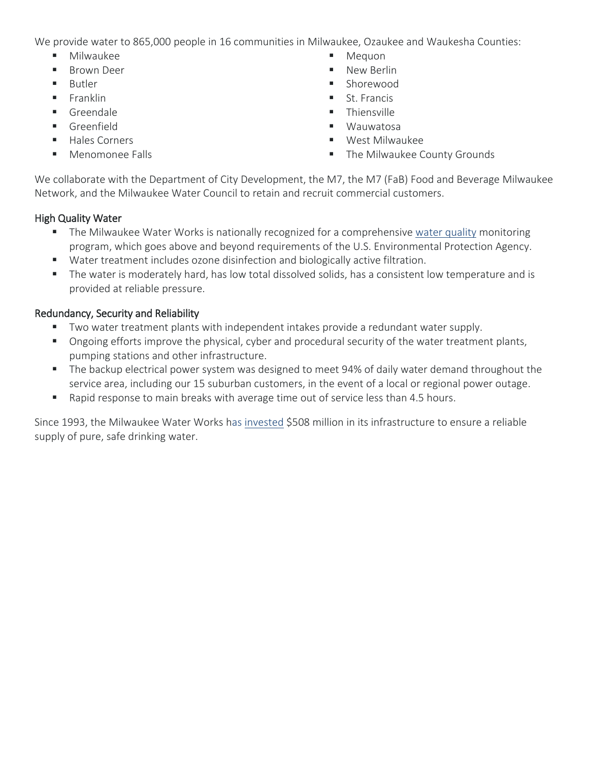We provide water to 865,000 people in 16 communities in Milwaukee, Ozaukee and Waukesha Counties:

- Milwaukee
- Brown Deer
- Butler
- Franklin
- Greendale
- Greenfield
- Hales Corners
- Menomonee Falls
- Mequon
- New Berlin
- Shorewood
- St. Francis
- Thiensville
- Wauwatosa
- West Milwaukee
- The Milwaukee County Grounds

We collaborate with the Department of City Development, the M7, the M7 (FaB) Food and Beverage Milwaukee Network, and the Milwaukee Water Council to retain and recruit commercial customers.

### High Quality Water

- The Milwaukee Water Works is nationally recognized for a comprehensive water quality monitoring program, which goes above and beyond requirements of the U.S. Environmental Protection Agency.
- Water treatment includes ozone disinfection and biologically active filtration.
- The water is moderately hard, has low total dissolved solids, has a consistent low temperature and is provided at reliable pressure.

### Redundancy, Security and Reliability

- Two water treatment plants with independent intakes provide a redundant water supply.
- Ongoing efforts improve the physical, cyber and procedural security of the water treatment plants, pumping stations and other infrastructure.
- The backup electrical power system was designed to meet 94% of daily water demand throughout the service area, including our 15 suburban customers, in the event of a local or regional power outage.
- Rapid response to main breaks with average time out of service less than 4.5 hours.

Since 1993, the Milwaukee Water Works has invested $508 million in its infrastructure to ensure a reliable supply of pure, safe drinking water.